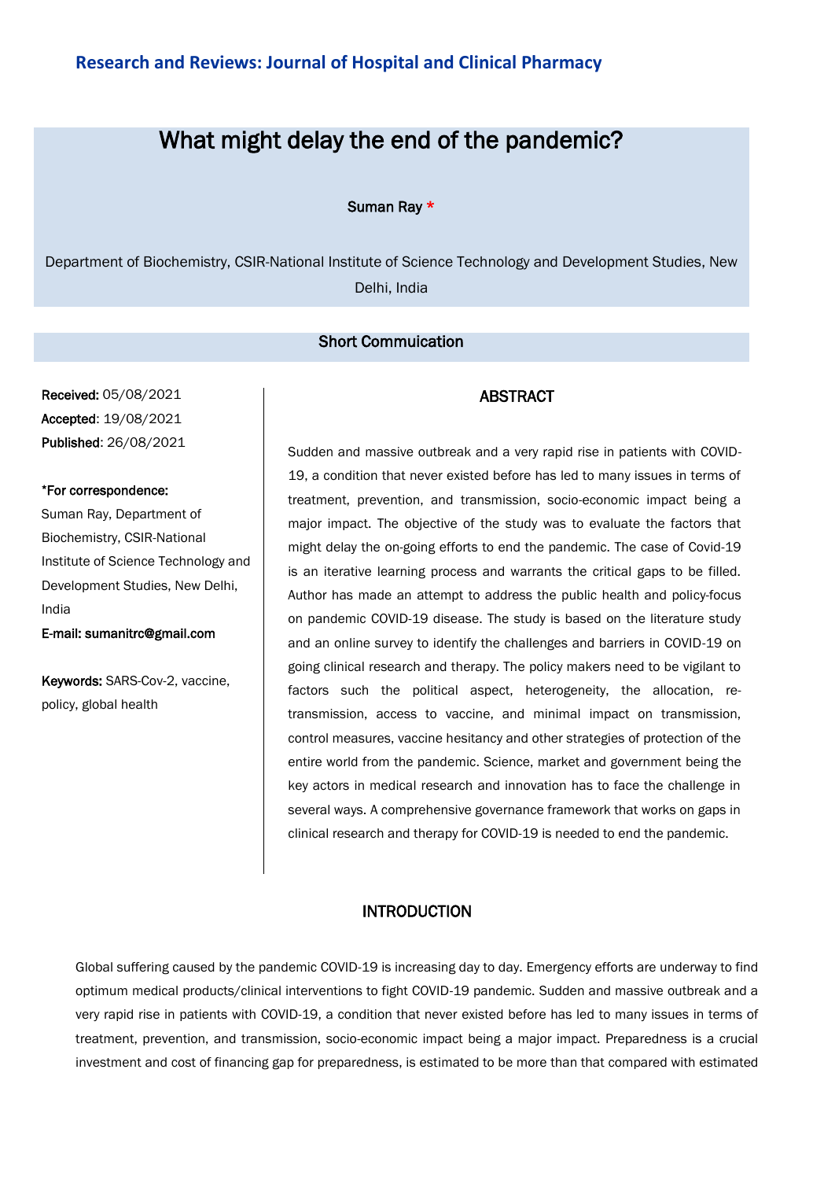Research and Reviews: Journal of Hospital and Clinical Pharmacy

# What might delay the end of the pandemic?

Suman Ray *

Department of Biochemistry, CSIR-National Institute of Science Technology and Development Studies, New Delhi, India

## Short Commuication

**Received:** 05/08/2021
**Accepted**: 19/08/2021
**Published**: 26/08/2021

***For correspondence:**
Suman Ray, Department of Biochemistry, CSIR-National Institute of Science Technology and Development Studies, New Delhi, India
**E-mail: sumanitrc@gmail.com**

**Keywords:** SARS-Cov-2, vaccine, policy, global health

## ABSTRACT

Sudden and massive outbreak and a very rapid rise in patients with COVID-19, a condition that never existed before has led to many issues in terms of treatment, prevention, and transmission, socio-economic impact being a major impact. The objective of the study was to evaluate the factors that might delay the on-going efforts to end the pandemic. The case of Covid-19 is an iterative learning process and warrants the critical gaps to be filled. Author has made an attempt to address the public health and policy-focus on pandemic COVID-19 disease. The study is based on the literature study and an online survey to identify the challenges and barriers in COVID-19 on going clinical research and therapy. The policy makers need to be vigilant to factors such the political aspect, heterogeneity, the allocation, re-transmission, access to vaccine, and minimal impact on transmission, control measures, vaccine hesitancy and other strategies of protection of the entire world from the pandemic. Science, market and government being the key actors in medical research and innovation has to face the challenge in several ways. A comprehensive governance framework that works on gaps in clinical research and therapy for COVID-19 is needed to end the pandemic.

## INTRODUCTION

Global suffering caused by the pandemic COVID-19 is increasing day to day. Emergency efforts are underway to find optimum medical products/clinical interventions to fight COVID-19 pandemic. Sudden and massive outbreak and a very rapid rise in patients with COVID-19, a condition that never existed before has led to many issues in terms of treatment, prevention, and transmission, socio-economic impact being a major impact. Preparedness is a crucial investment and cost of financing gap for preparedness, is estimated to be more than that compared with estimated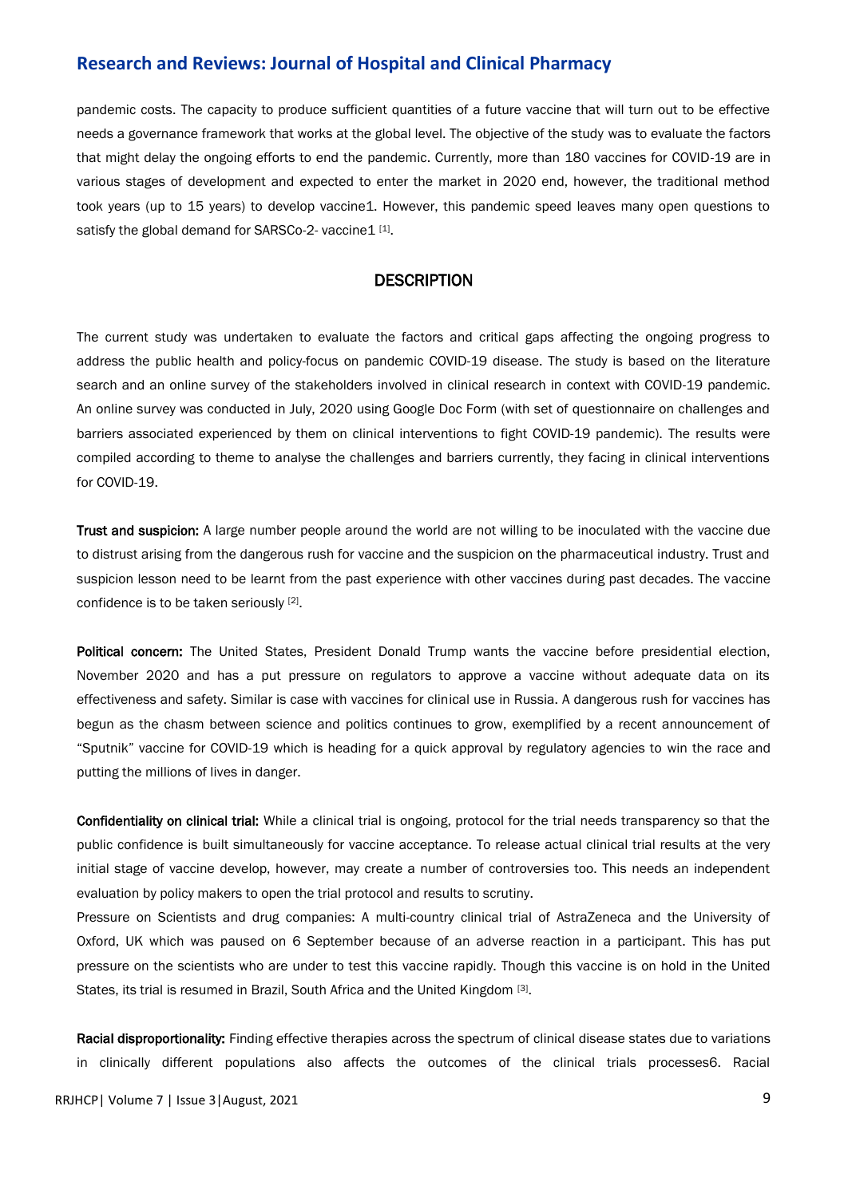pandemic costs. The capacity to produce sufficient quantities of a future vaccine that will turn out to be effective needs a governance framework that works at the global level. The objective of the study was to evaluate the factors that might delay the ongoing efforts to end the pandemic. Currently, more than 180 vaccines for COVID-19 are in various stages of development and expected to enter the market in 2020 end, however, the traditional method took years (up to 15 years) to develop vaccine1. However, this pandemic speed leaves many open questions to satisfy the global demand for SARSCo-2- vaccine1 [1].

## DESCRIPTION

The current study was undertaken to evaluate the factors and critical gaps affecting the ongoing progress to address the public health and policy-focus on pandemic COVID-19 disease. The study is based on the literature search and an online survey of the stakeholders involved in clinical research in context with COVID-19 pandemic. An online survey was conducted in July, 2020 using Google Doc Form (with set of questionnaire on challenges and barriers associated experienced by them on clinical interventions to fight COVID-19 pandemic). The results were compiled according to theme to analyse the challenges and barriers currently, they facing in clinical interventions for COVID-19.

**Trust and suspicion:** A large number people around the world are not willing to be inoculated with the vaccine due to distrust arising from the dangerous rush for vaccine and the suspicion on the pharmaceutical industry. Trust and suspicion lesson need to be learnt from the past experience with other vaccines during past decades. The vaccine confidence is to be taken seriously [2].

**Political concern:** The United States, President Donald Trump wants the vaccine before presidential election, November 2020 and has a put pressure on regulators to approve a vaccine without adequate data on its effectiveness and safety. Similar is case with vaccines for clinical use in Russia. A dangerous rush for vaccines has begun as the chasm between science and politics continues to grow, exemplified by a recent announcement of "Sputnik" vaccine for COVID-19 which is heading for a quick approval by regulatory agencies to win the race and putting the millions of lives in danger.

**Confidentiality on clinical trial:** While a clinical trial is ongoing, protocol for the trial needs transparency so that the public confidence is built simultaneously for vaccine acceptance. To release actual clinical trial results at the very initial stage of vaccine develop, however, may create a number of controversies too. This needs an independent evaluation by policy makers to open the trial protocol and results to scrutiny.

Pressure on Scientists and drug companies: A multi-country clinical trial of AstraZeneca and the University of Oxford, UK which was paused on 6 September because of an adverse reaction in a participant. This has put pressure on the scientists who are under to test this vaccine rapidly. Though this vaccine is on hold in the United States, its trial is resumed in Brazil, South Africa and the United Kingdom [3].

**Racial disproportionality:** Finding effective therapies across the spectrum of clinical disease states due to variations in clinically different populations also affects the outcomes of the clinical trials processes6. Racial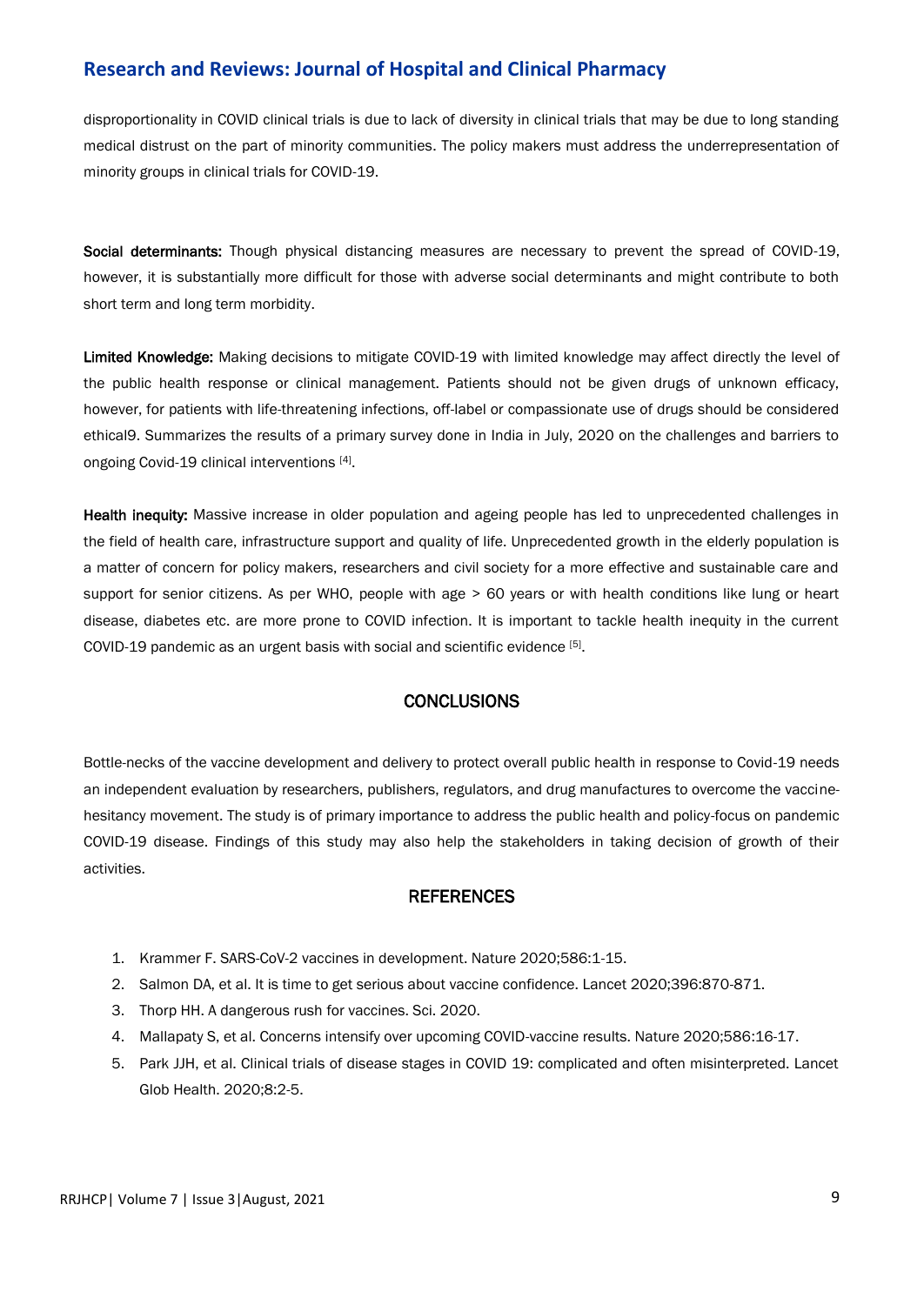disproportionality in COVID clinical trials is due to lack of diversity in clinical trials that may be due to long standing medical distrust on the part of minority communities. The policy makers must address the underrepresentation of minority groups in clinical trials for COVID-19.

**Social determinants:** Though physical distancing measures are necessary to prevent the spread of COVID-19, however, it is substantially more difficult for those with adverse social determinants and might contribute to both short term and long term morbidity.

**Limited Knowledge:** Making decisions to mitigate COVID-19 with limited knowledge may affect directly the level of the public health response or clinical management. Patients should not be given drugs of unknown efficacy, however, for patients with life-threatening infections, off-label or compassionate use of drugs should be considered ethical9. Summarizes the results of a primary survey done in India in July, 2020 on the challenges and barriers to ongoing Covid-19 clinical interventions [4].

**Health inequity:** Massive increase in older population and ageing people has led to unprecedented challenges in the field of health care, infrastructure support and quality of life. Unprecedented growth in the elderly population is a matter of concern for policy makers, researchers and civil society for a more effective and sustainable care and support for senior citizens. As per WHO, people with age > 60 years or with health conditions like lung or heart disease, diabetes etc. are more prone to COVID infection. It is important to tackle health inequity in the current COVID-19 pandemic as an urgent basis with social and scientific evidence [5].

## CONCLUSIONS

Bottle-necks of the vaccine development and delivery to protect overall public health in response to Covid-19 needs an independent evaluation by researchers, publishers, regulators, and drug manufactures to overcome the vaccine-hesitancy movement. The study is of primary importance to address the public health and policy-focus on pandemic COVID-19 disease. Findings of this study may also help the stakeholders in taking decision of growth of their activities.

## REFERENCES

1. Krammer F. SARS-CoV-2 vaccines in development. Nature 2020;586:1-15.
2. Salmon DA, et al. It is time to get serious about vaccine confidence. Lancet 2020;396:870-871.
3. Thorp HH. A dangerous rush for vaccines. Sci. 2020.
4. Mallapaty S, et al. Concerns intensify over upcoming COVID-vaccine results. Nature 2020;586:16-17.
5. Park JJH, et al. Clinical trials of disease stages in COVID 19: complicated and often misinterpreted. Lancet Glob Health. 2020;8:2-5.